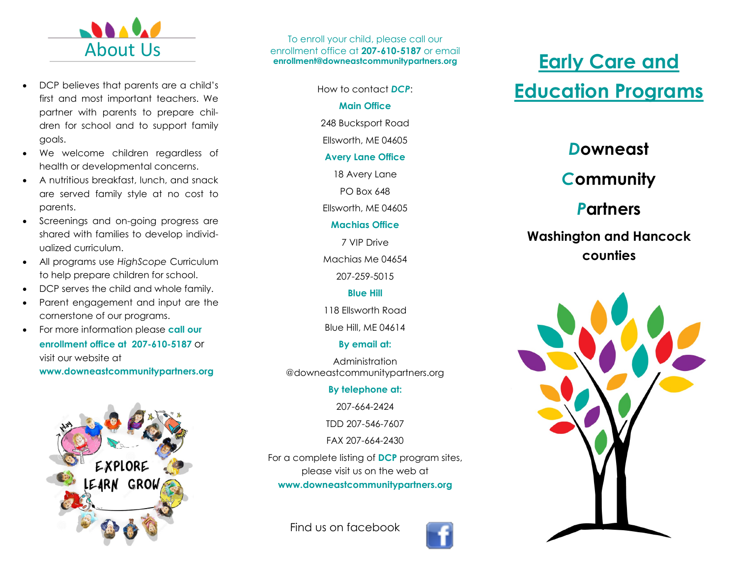# About Us

- DCP believes that parents are a child's first and most important teachers. We partner with parents to prepare children for school and to support family goals.
- We welcome children regardless of health or developmental concerns.
- A nutritious breakfast, lunch, and snack are served family style at no cost to parents.
- Screenings and on-going progress are shared with families to develop individualized curriculum.
- All programs use *HighScope* Curriculum to help prepare children for school.
- DCP serves the child and whole family.
- Parent engagement and input are the cornerstone of our programs.
- For more information please **call our enrollment office at 207-610-5187** or visit our website at **www.downeastcommunitypartners.org**

To enroll your child, please call our enrollment office at **207-610-5187** or email **enrollment@downeastcommunitypartners.org**

How to contact ***DCP***:

**Main Office**

248 Bucksport Road

Ellsworth, ME 04605

**Avery Lane Office**

18 Avery Lane

PO Box 648

Ellsworth, ME 04605

**Machias Office**

7 VIP Drive

Machias Me 04654

207-259-5015

**Blue Hill**

118 Ellsworth Road

Blue Hill, ME 04614

**By email at:**

Administration @downeastcommunitypartners.org

**By telephone at:**

207-664-2424

TDD 207-546-7607

FAX 207-664-2430

For a complete listing of **DCP** program sites, please visit us on the web at **www.downeastcommunitypartners.org**

Find us on facebook

# Early Care and Education Programs

## *D*owneast *C*ommunity *P*artners

### Washington and Hancock counties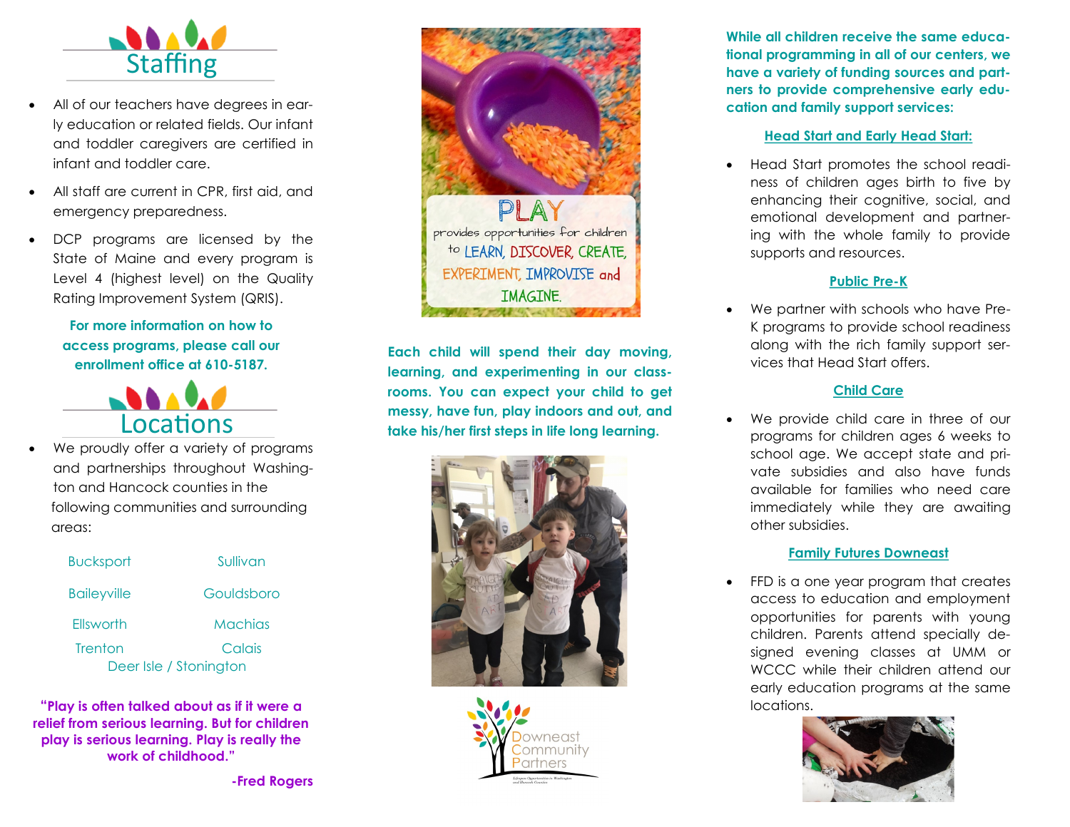## Staffing

- All of our teachers have degrees in early education or related fields. Our infant and toddler caregivers are certified in infant and toddler care.
- All staff are current in CPR, first aid, and emergency preparedness.
- DCP programs are licensed by the State of Maine and every program is Level 4 (highest level) on the Quality Rating Improvement System (QRIS).

**For more information on how to access programs, please call our enrollment office at 610-5187.**

## Locations

- We proudly offer a variety of programs and partnerships throughout Washington and Hancock counties in the following communities and surrounding areas:

| | |
|---|---|
| Bucksport | Sullivan |
| Baileyville | Gouldsboro |
| Ellsworth | Machias |
| Trenton | Calais |

Deer Isle / Stonington

**"Play is often talked about as if it were a relief from serious learning. But for children play is serious learning. Play is really the work of childhood."**

**-Fred Rogers**

PLAY provides opportunities for children to LEARN, DISCOVER, CREATE, EXPERIMENT, IMPROVISE and IMAGINE.

**Each child will spend their day moving, learning, and experimenting in our classrooms. You can expect your child to get messy, have fun, play indoors and out, and take his/her first steps in life long learning.**

Downeast Community Partners

Lifespan Opportunities in Washington and Hancock Counties

**While all children receive the same educational programming in all of our centers, we have a variety of funding sources and partners to provide comprehensive early education and family support services:**

### Head Start and Early Head Start:

- Head Start promotes the school readiness of children ages birth to five by enhancing their cognitive, social, and emotional development and partnering with the whole family to provide supports and resources.

### Public Pre-K

- We partner with schools who have Pre-K programs to provide school readiness along with the rich family support services that Head Start offers.

### Child Care

- We provide child care in three of our programs for children ages 6 weeks to school age. We accept state and private subsidies and also have funds available for families who need care immediately while they are awaiting other subsidies.

### Family Futures Downeast

- FFD is a one year program that creates access to education and employment opportunities for parents with young children. Parents attend specially designed evening classes at UMM or WCCC while their children attend our early education programs at the same locations.